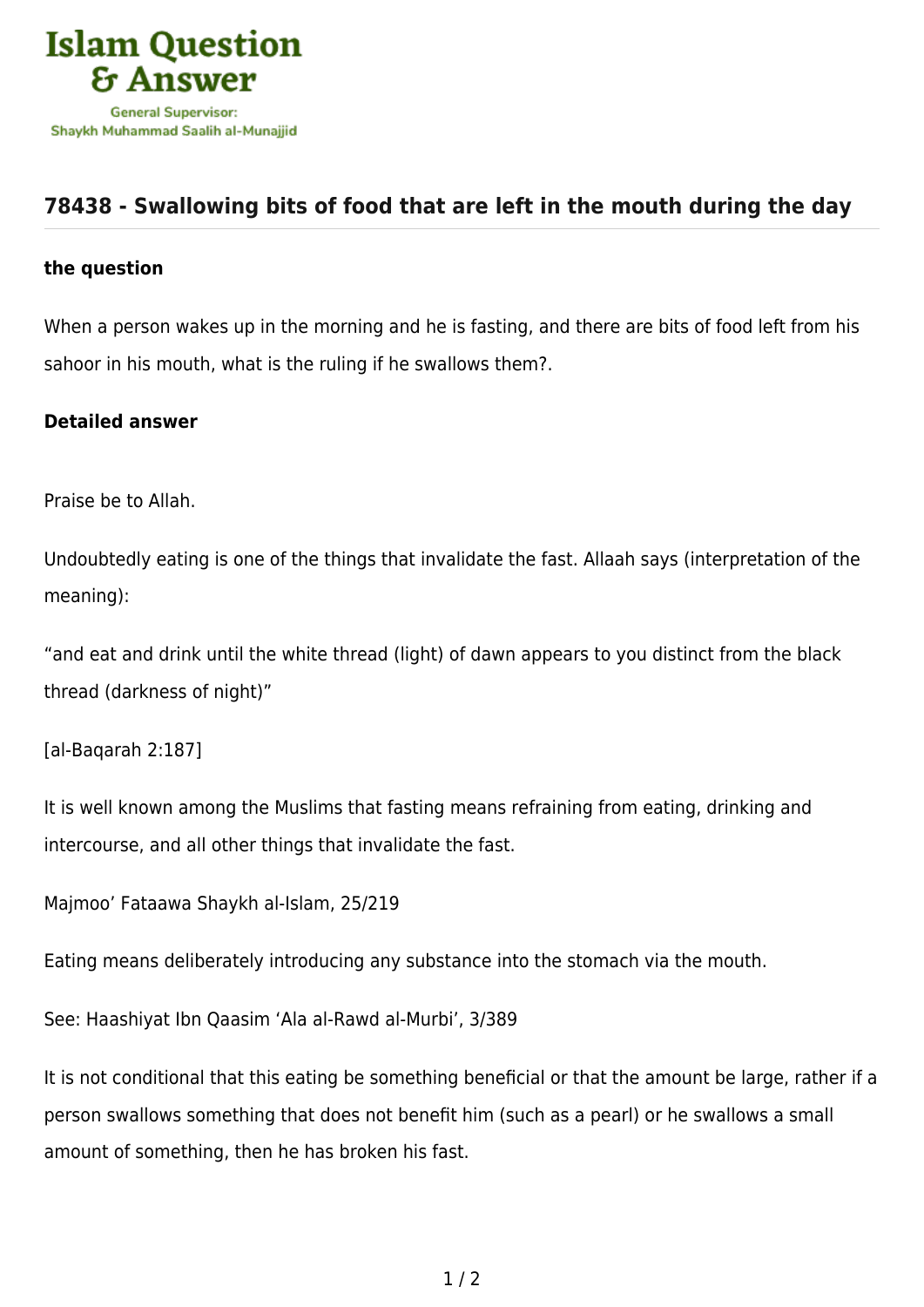# 78438 - Swallowing bits of food that are left in the mouth during the day

**the question**

When a person wakes up in the morning and he is fasting, and there are bits of food left from his sahoor in his mouth, what is the ruling if he swallows them?.

**Detailed answer**

Praise be to Allah.

Undoubtedly eating is one of the things that invalidate the fast. Allaah says (interpretation of the meaning):

"and eat and drink until the white thread (light) of dawn appears to you distinct from the black thread (darkness of night)"

[al-Baqarah 2:187]

It is well known among the Muslims that fasting means refraining from eating, drinking and intercourse, and all other things that invalidate the fast.

Majmoo' Fataawa Shaykh al-Islam, 25/219

Eating means deliberately introducing any substance into the stomach via the mouth.

See: Haashiyat Ibn Qaasim 'Ala al-Rawd al-Murbi', 3/389

It is not conditional that this eating be something beneficial or that the amount be large, rather if a person swallows something that does not benefit him (such as a pearl) or he swallows a small amount of something, then he has broken his fast.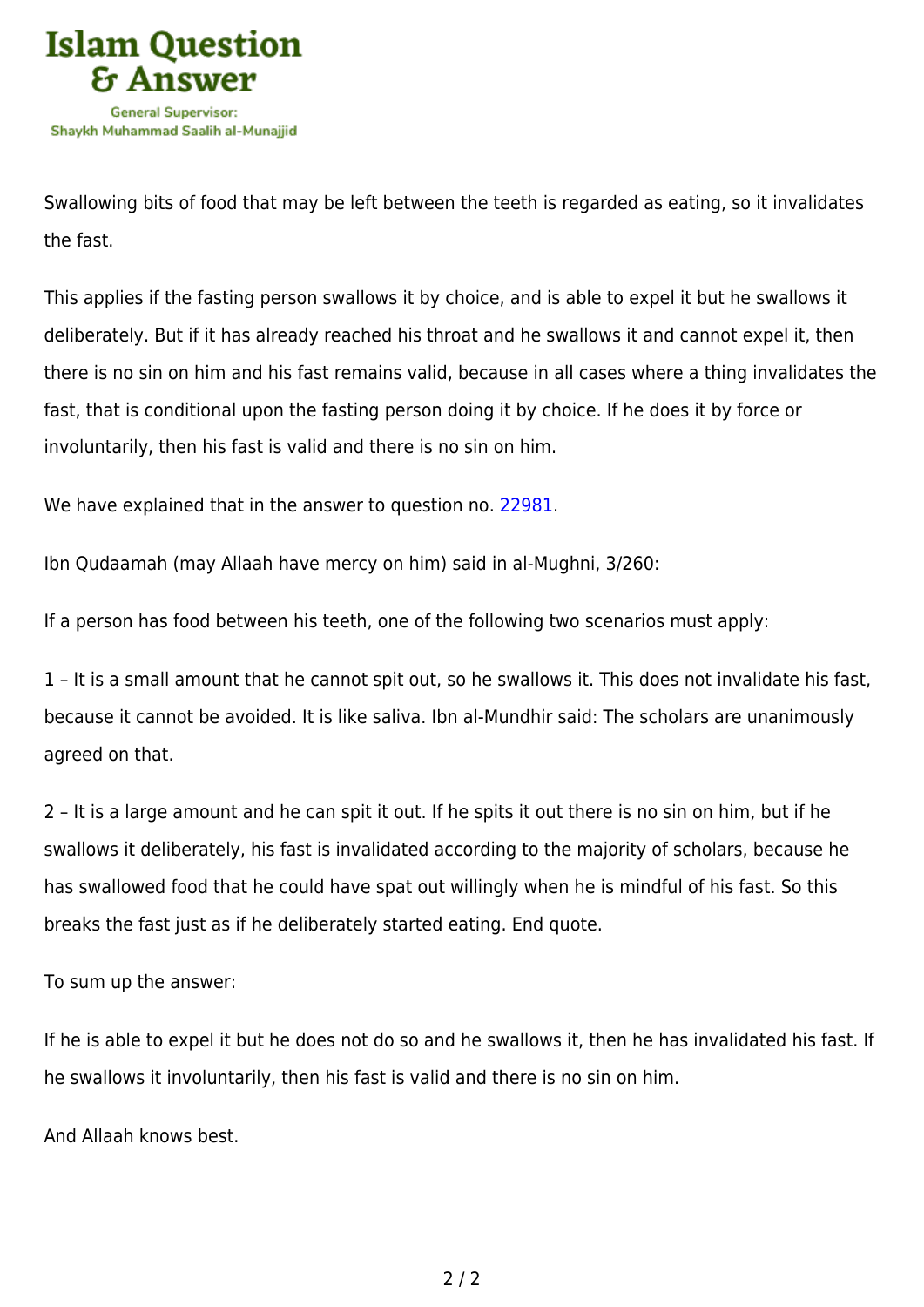Swallowing bits of food that may be left between the teeth is regarded as eating, so it invalidates the fast.

This applies if the fasting person swallows it by choice, and is able to expel it but he swallows it deliberately. But if it has already reached his throat and he swallows it and cannot expel it, then there is no sin on him and his fast remains valid, because in all cases where a thing invalidates the fast, that is conditional upon the fasting person doing it by choice. If he does it by force or involuntarily, then his fast is valid and there is no sin on him.

We have explained that in the answer to question no. 22981.

Ibn Qudaamah (may Allaah have mercy on him) said in al-Mughni, 3/260:

If a person has food between his teeth, one of the following two scenarios must apply:

1 – It is a small amount that he cannot spit out, so he swallows it. This does not invalidate his fast, because it cannot be avoided. It is like saliva. Ibn al-Mundhir said: The scholars are unanimously agreed on that.

2 – It is a large amount and he can spit it out. If he spits it out there is no sin on him, but if he swallows it deliberately, his fast is invalidated according to the majority of scholars, because he has swallowed food that he could have spat out willingly when he is mindful of his fast. So this breaks the fast just as if he deliberately started eating. End quote.

To sum up the answer:

If he is able to expel it but he does not do so and he swallows it, then he has invalidated his fast. If he swallows it involuntarily, then his fast is valid and there is no sin on him.

And Allaah knows best.